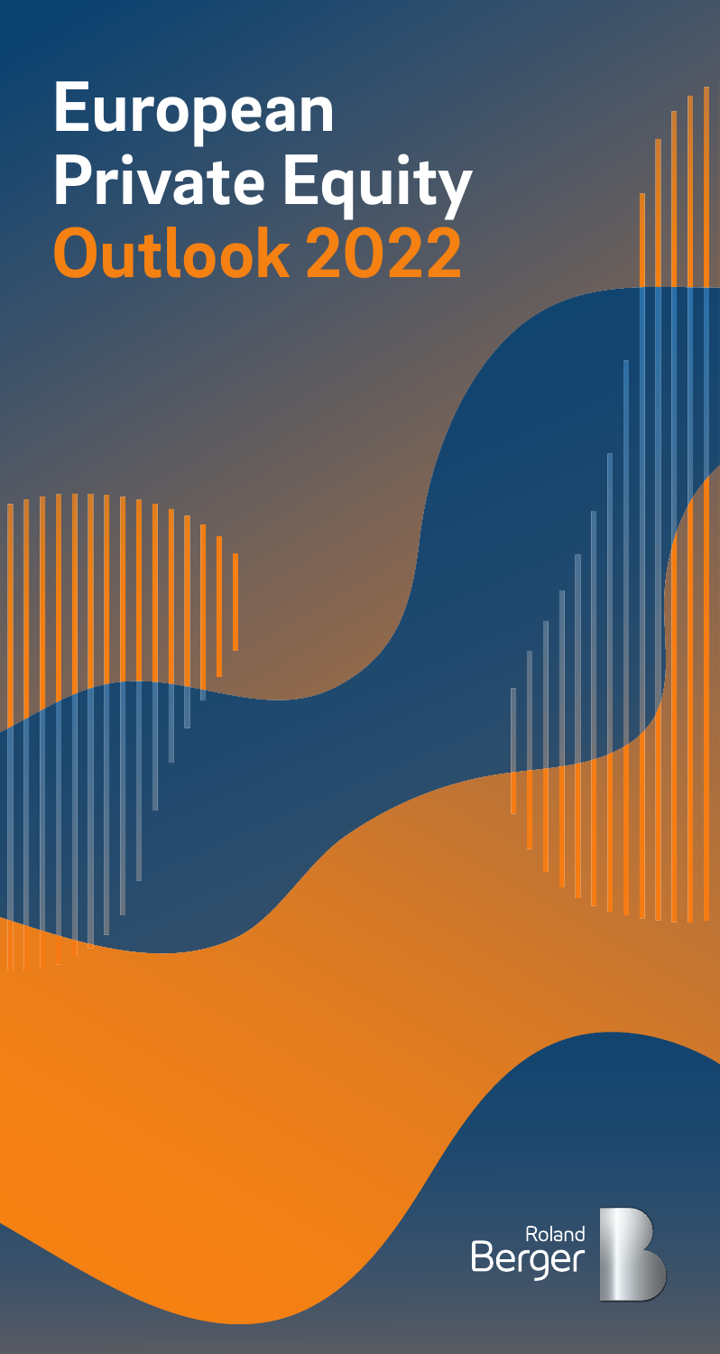# European Private Equity Outlook 2022

Roland Berger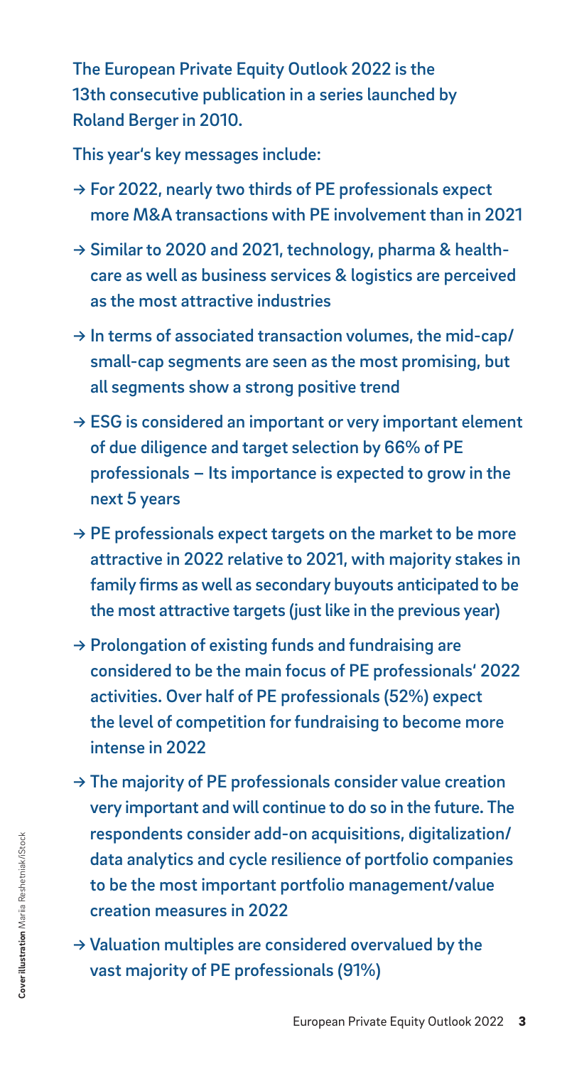The European Private Equity Outlook 2022 is the 13th consecutive publication in a series launched by Roland Berger in 2010.

This year's key messages include:

- → For 2022, nearly two thirds of PE professionals expect more M&A transactions with PE involvement than in 2021
- → Similar to 2020 and 2021, technology, pharma & healthcare as well as business services & logistics are perceived as the most attractive industries
- → In terms of associated transaction volumes, the mid-cap/ small-cap segments are seen as the most promising, but all segments show a strong positive trend
- → ESG is considered an important or very important element of due diligence and target selection by 66% of PE professionals – Its importance is expected to grow in the next 5 years
- → PE professionals expect targets on the market to be more attractive in 2022 relative to 2021, with majority stakes in family firms as well as secondary buyouts anticipated to be the most attractive targets (just like in the previous year)
- → Prolongation of existing funds and fundraising are considered to be the main focus of PE professionals' 2022 activities. Over half of PE professionals (52%) expect the level of competition for fundraising to become more intense in 2022
- → The majority of PE professionals consider value creation very important and will continue to do so in the future. The respondents consider add-on acquisitions, digitalization/ data analytics and cycle resilience of portfolio companies to be the most important portfolio management/value creation measures in 2022
- → Valuation multiples are considered overvalued by the vast majority of PE professionals (91%)

**Cover illustration** Mariia Reshetniak/iStock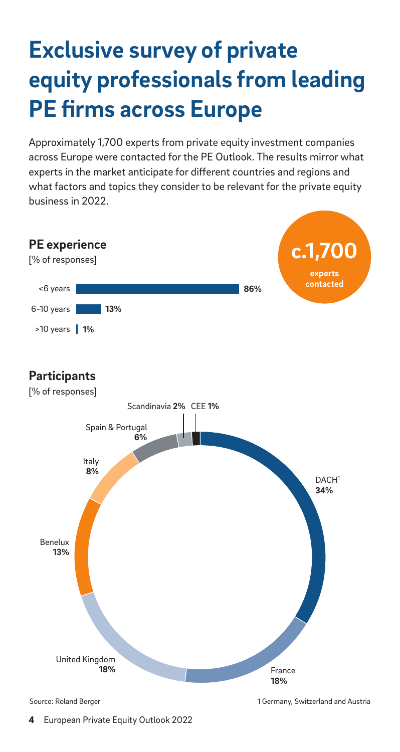# Exclusive survey of private equity professionals from leading PE firms across Europe

Approximately 1,700 experts from private equity investment companies across Europe were contacted for the PE Outlook. The results mirror what experts in the market anticipate for different countries and regions and what factors and topics they consider to be relevant for the private equity business in 2022.

**c.1,700**
experts contacted

## PE experience

[% of responses]

<6 years 86%

6-10 years 13%

>10 years 1%

## Participants

[% of responses]

DACH[1] 34%

France 18%

United Kingdom 18%

Benelux 13%

Italy 8%

Spain & Portugal 6%

Scandinavia 2%

CEE 1%

Source: Roland Berger

1 Germany, Switzerland and Austria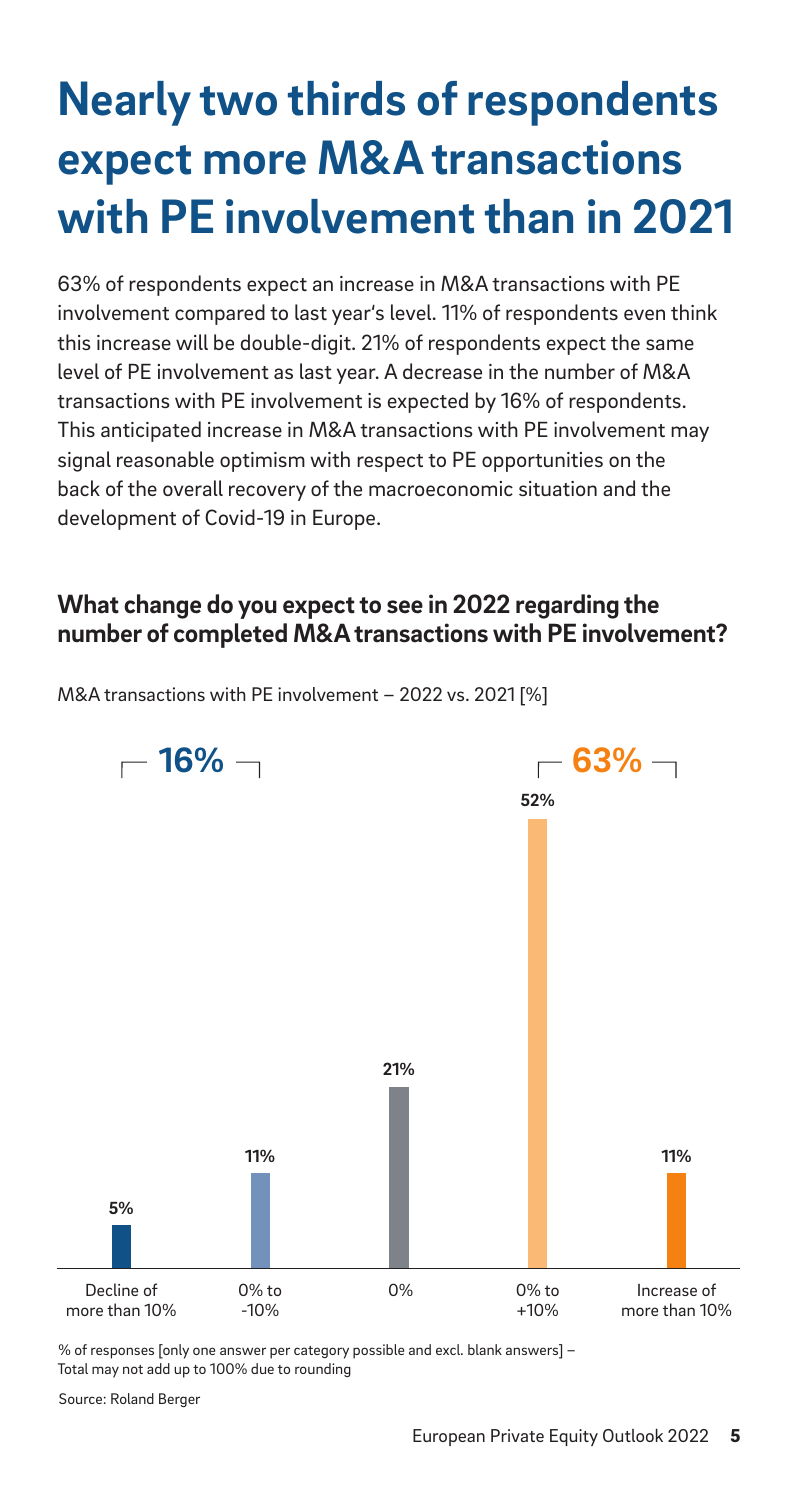# Nearly two thirds of respondents expect more M&A transactions with PE involvement than in 2021

63% of respondents expect an increase in M&A transactions with PE involvement compared to last year's level. 11% of respondents even think this increase will be double-digit. 21% of respondents expect the same level of PE involvement as last year. A decrease in the number of M&A transactions with PE involvement is expected by 16% of respondents. This anticipated increase in M&A transactions with PE involvement may signal reasonable optimism with respect to PE opportunities on the back of the overall recovery of the macroeconomic situation and the development of Covid-19 in Europe.

## What change do you expect to see in 2022 regarding the number of completed M&A transactions with PE involvement?

M&A transactions with PE involvement – 2022 vs. 2021 [%]

16%

63%

5%

11%

21%

52%

11%

Decline of more than 10%

0% to -10%

0%

0% to +10%

Increase of more than 10%

% of responses [only one answer per category possible and excl. blank answers] – Total may not add up to 100% due to rounding

Source: Roland Berger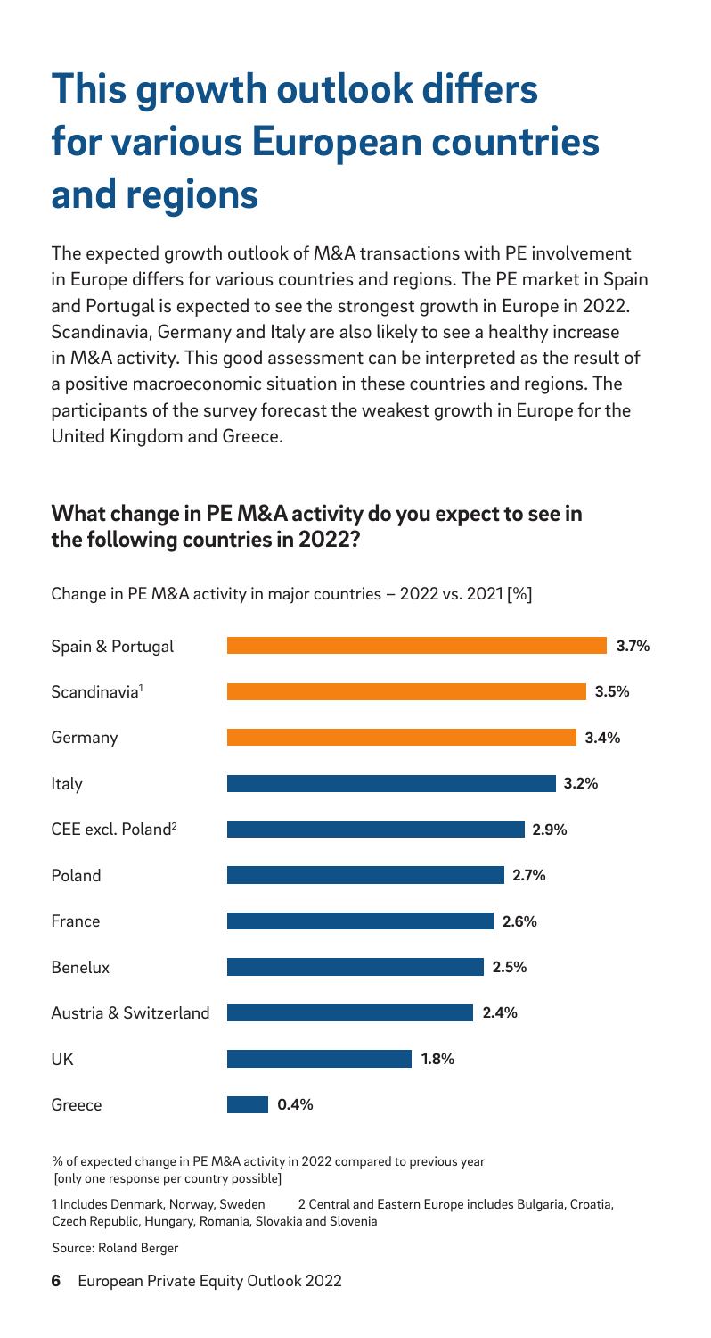# This growth outlook differs for various European countries and regions

The expected growth outlook of M&A transactions with PE involvement in Europe differs for various countries and regions. The PE market in Spain and Portugal is expected to see the strongest growth in Europe in 2022. Scandinavia, Germany and Italy are also likely to see a healthy increase in M&A activity. This good assessment can be interpreted as the result of a positive macroeconomic situation in these countries and regions. The participants of the survey forecast the weakest growth in Europe for the United Kingdom and Greece.

## What change in PE M&A activity do you expect to see in the following countries in 2022?

Change in PE M&A activity in major countries – 2022 vs. 2021 [%]

Spain & Portugal 3.7%

Scandinavia[1] 3.5%

Germany 3.4%

Italy 3.2%

CEE excl. Poland[2] 2.9%

Poland 2.7%

France 2.6%

Benelux 2.5%

Austria & Switzerland 2.4%

UK 1.8%

Greece 0.4%

% of expected change in PE M&A activity in 2022 compared to previous year
[only one response per country possible]

1 Includes Denmark, Norway, Sweden 2 Central and Eastern Europe includes Bulgaria, Croatia, Czech Republic, Hungary, Romania, Slovakia and Slovenia

Source: Roland Berger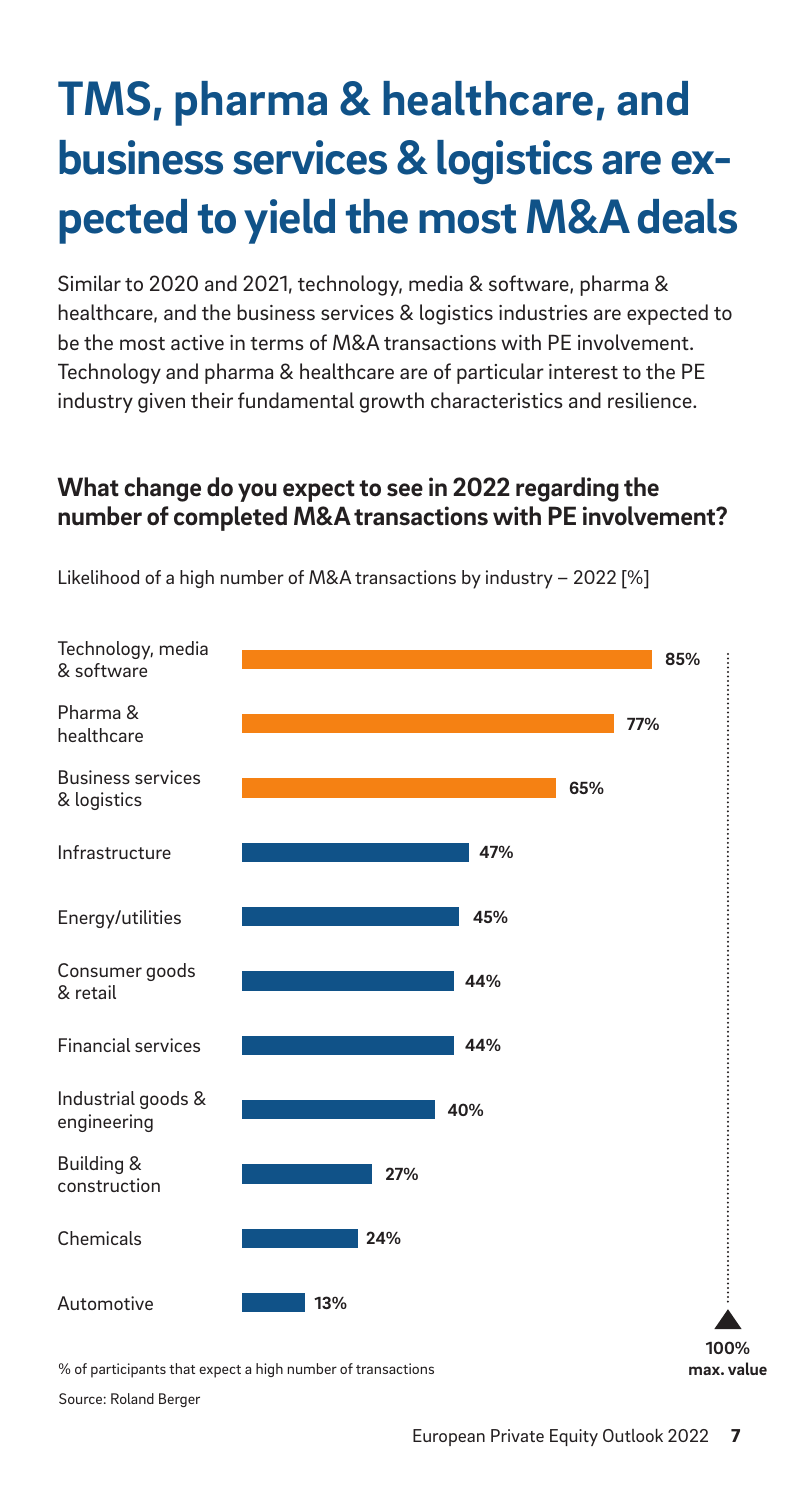# TMS, pharma & healthcare, and business services & logistics are expected to yield the most M&A deals

Similar to 2020 and 2021, technology, media & software, pharma & healthcare, and the business services & logistics industries are expected to be the most active in terms of M&A transactions with PE involvement. Technology and pharma & healthcare are of particular interest to the PE industry given their fundamental growth characteristics and resilience.

## What change do you expect to see in 2022 regarding the number of completed M&A transactions with PE involvement?

Likelihood of a high number of M&A transactions by industry – 2022 [%]

Technology, media & software 85%
Pharma & healthcare 77%
Business services & logistics 65%
Infrastructure 47%
Energy/utilities 45%
Consumer goods & retail 44%
Financial services 44%
Industrial goods & engineering 40%
Building & construction 27%
Chemicals 24%
Automotive 13%

100% max. value

% of participants that expect a high number of transactions

Source: Roland Berger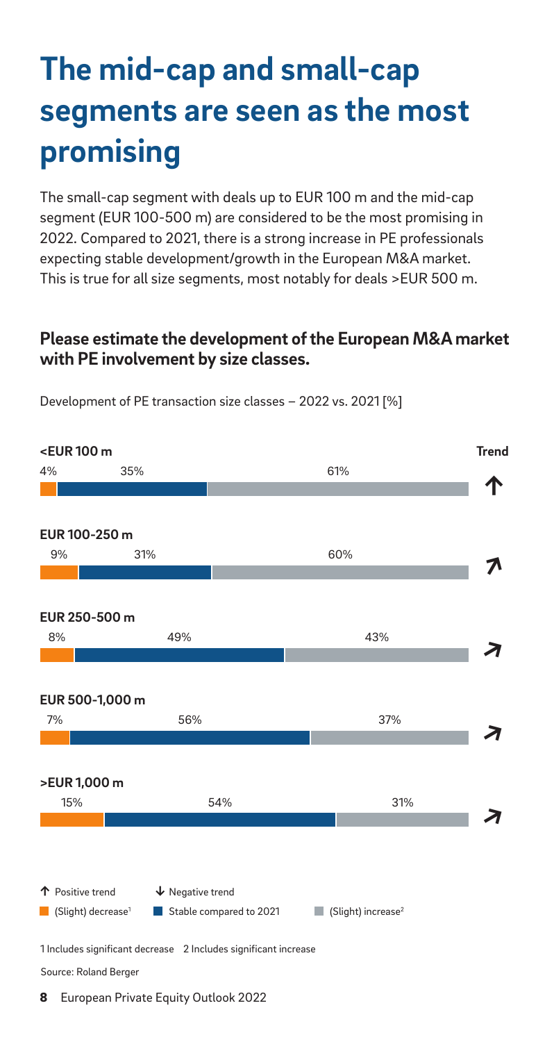# The mid-cap and small-cap segments are seen as the most promising

The small-cap segment with deals up to EUR 100 m and the mid-cap segment (EUR 100-500 m) are considered to be the most promising in 2022. Compared to 2021, there is a strong increase in PE professionals expecting stable development/growth in the European M&A market. This is true for all size segments, most notably for deals >EUR 500 m.

## Please estimate the development of the European M&A market with PE involvement by size classes.

Development of PE transaction size classes – 2022 vs. 2021 [%]

<EUR 100 m
4% 35% 61%
↑

EUR 100-250 m
9% 31% 60%
↗

EUR 250-500 m
8% 49% 43%
↗

EUR 500-1,000 m
7% 56% 37%
↗

>EUR 1,000 m
15% 54% 31%
↗

Trend

↑ Positive trend ↓ Negative trend

(Slight) decrease[1] Stable compared to 2021 (Slight) increase[2]

1 Includes significant decrease 2 Includes significant increase

Source: Roland Berger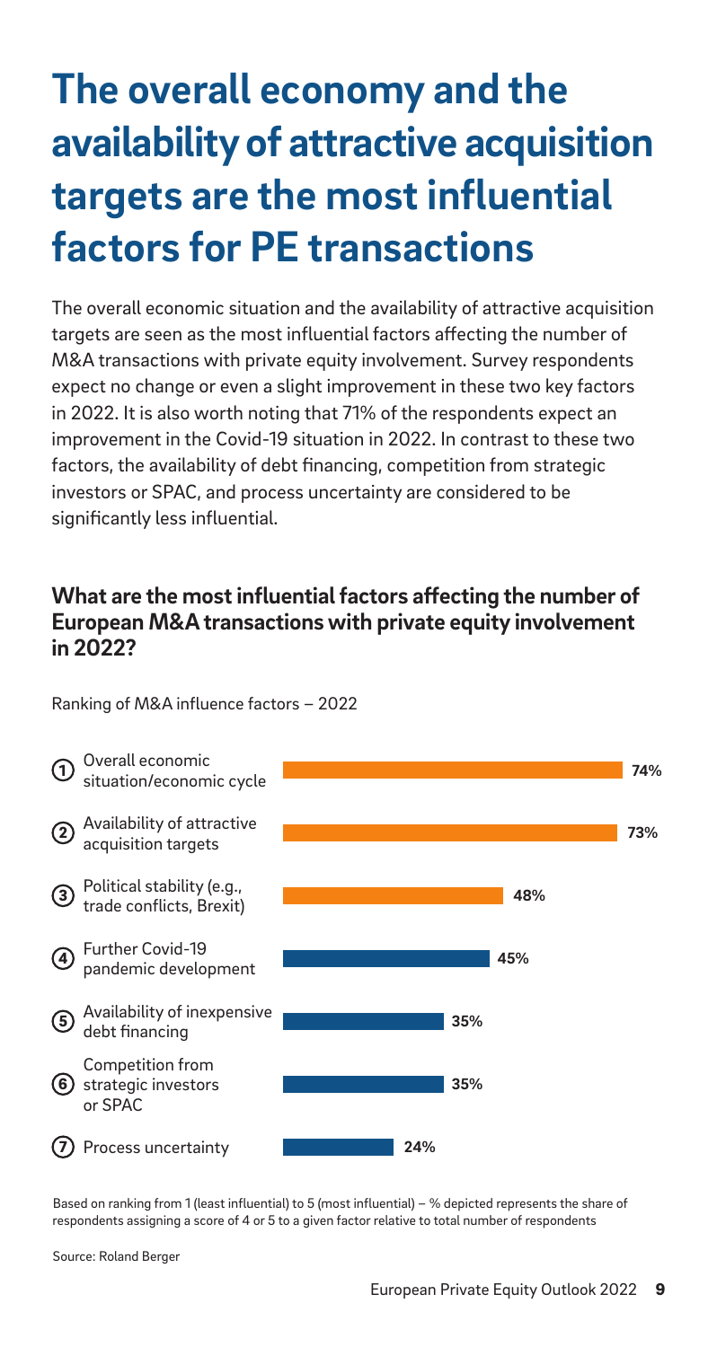# The overall economy and the availability of attractive acquisition targets are the most influential factors for PE transactions

The overall economic situation and the availability of attractive acquisition targets are seen as the most influential factors affecting the number of M&A transactions with private equity involvement. Survey respondents expect no change or even a slight improvement in these two key factors in 2022. It is also worth noting that 71% of the respondents expect an improvement in the Covid-19 situation in 2022. In contrast to these two factors, the availability of debt financing, competition from strategic investors or SPAC, and process uncertainty are considered to be significantly less influential.

## What are the most influential factors affecting the number of European M&A transactions with private equity involvement in 2022?

Ranking of M&A influence factors – 2022

1 Overall economic situation/economic cycle 74%

2 Availability of attractive acquisition targets 73%

3 Political stability (e.g., trade conflicts, Brexit) 48%

4 Further Covid-19 pandemic development 45%

5 Availability of inexpensive debt financing 35%

6 Competition from strategic investors or SPAC 35%

7 Process uncertainty 24%

Based on ranking from 1 (least influential) to 5 (most influential) – % depicted represents the share of respondents assigning a score of 4 or 5 to a given factor relative to total number of respondents

Source: Roland Berger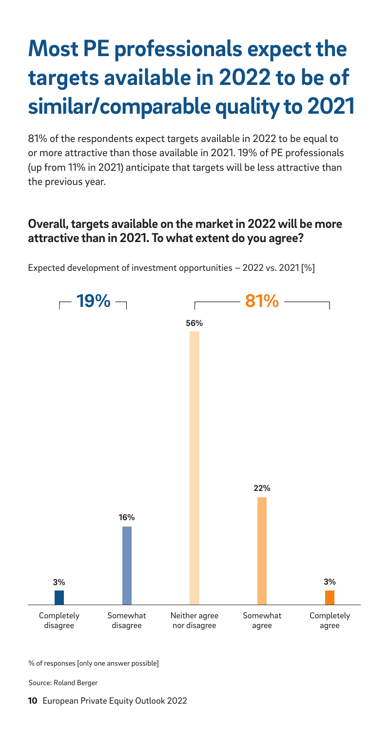# Most PE professionals expect the targets available in 2022 to be of similar/comparable quality to 2021

81% of the respondents expect targets available in 2022 to be equal to or more attractive than those available in 2021. 19% of PE professionals (up from 11% in 2021) anticipate that targets will be less attractive than the previous year.

### Overall, targets available on the market in 2022 will be more attractive than in 2021. To what extent do you agree?

Expected development of investment opportunities – 2022 vs. 2021 [%]

19%

81%

3%

16%

56%

22%

3%

Completely disagree

Somewhat disagree

Neither agree nor disagree

Somewhat agree

Completely agree

% of responses [only one answer possible]

Source: Roland Berger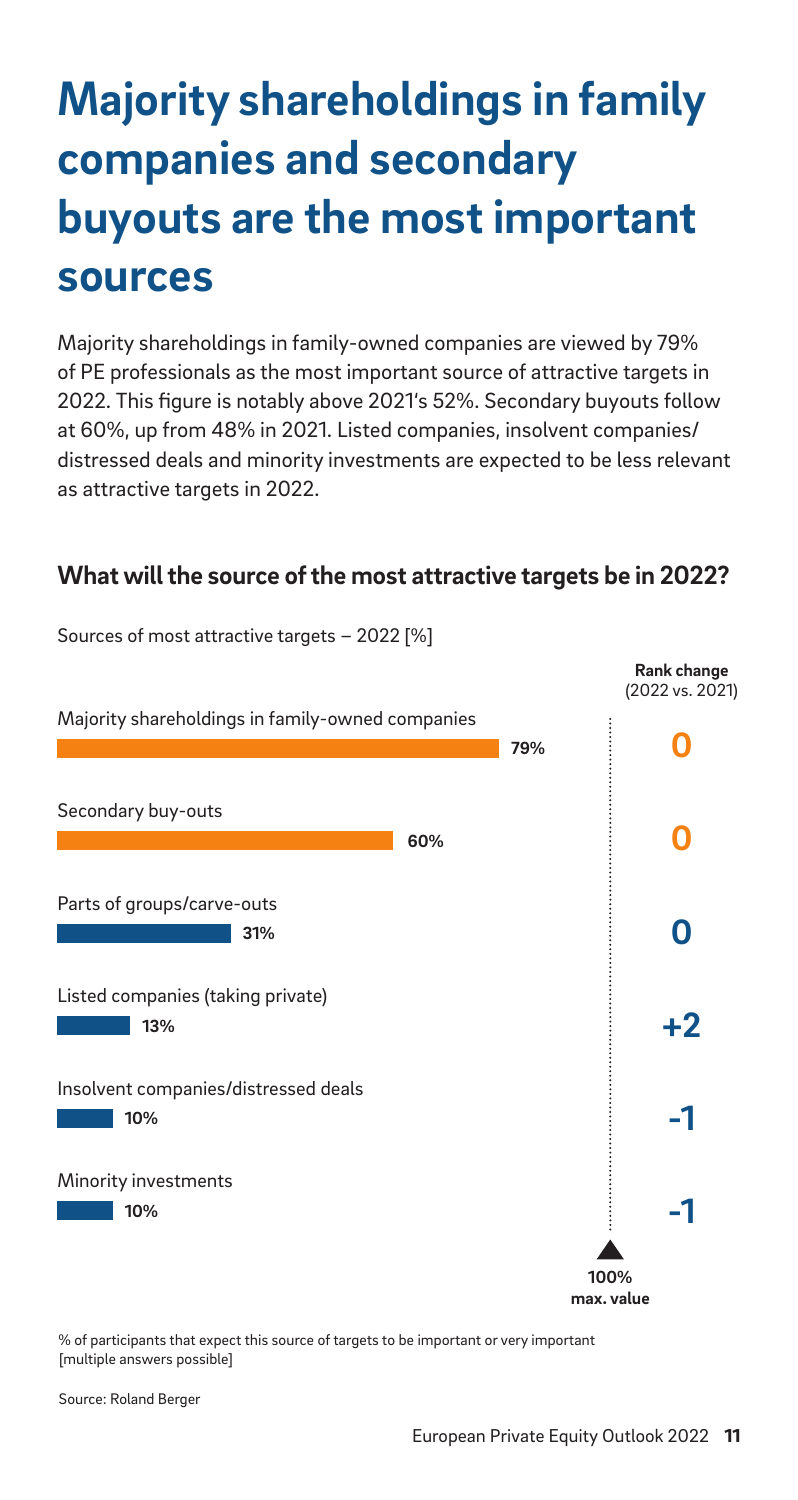# Majority shareholdings in family companies and secondary buyouts are the most important sources

Majority shareholdings in family-owned companies are viewed by 79% of PE professionals as the most important source of attractive targets in 2022. This figure is notably above 2021's 52%. Secondary buyouts follow at 60%, up from 48% in 2021. Listed companies, insolvent companies/ distressed deals and minority investments are expected to be less relevant as attractive targets in 2022.

## What will the source of the most attractive targets be in 2022?

Sources of most attractive targets – 2022 [%]

| Source | % | Rank change (2022 vs. 2021) |
|---|---|---|
| Majority shareholdings in family-owned companies | 79% | 0 |
| Secondary buy-outs | 60% | 0 |
| Parts of groups/carve-outs | 31% | 0 |
| Listed companies (taking private) | 13% | +2 |
| Insolvent companies/distressed deals | 10% | -1 |
| Minority investments | 10% | -1 |

100% max. value

% of participants that expect this source of targets to be important or very important [multiple answers possible]

Source: Roland Berger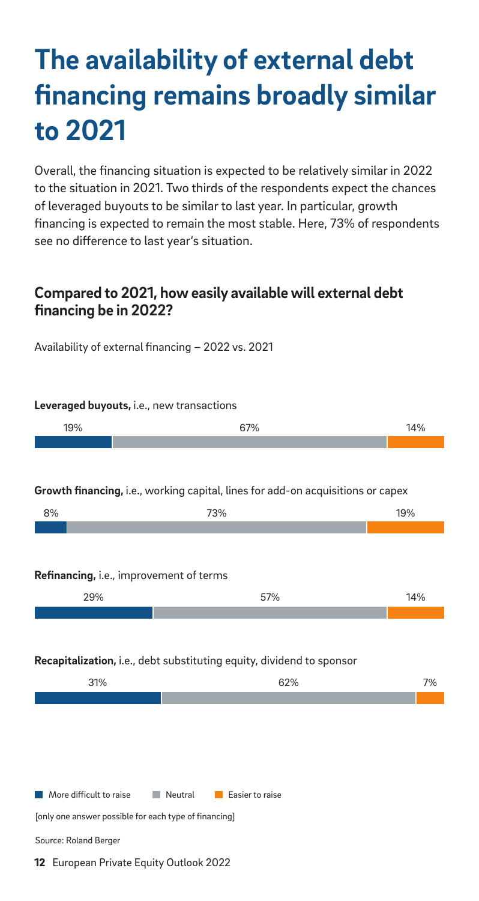# The availability of external debt financing remains broadly similar to 2021

Overall, the financing situation is expected to be relatively similar in 2022 to the situation in 2021. Two thirds of the respondents expect the chances of leveraged buyouts to be similar to last year. In particular, growth financing is expected to remain the most stable. Here, 73% of respondents see no difference to last year's situation.

## Compared to 2021, how easily available will external debt financing be in 2022?

Availability of external financing – 2022 vs. 2021

**Leveraged buyouts,** i.e., new transactions

19% 67% 14%

**Growth financing,** i.e., working capital, lines for add-on acquisitions or capex

8% 73% 19%

**Refinancing,** i.e., improvement of terms

29% 57% 14%

**Recapitalization,** i.e., debt substituting equity, dividend to sponsor

31% 62% 7%

More difficult to raise Neutral Easier to raise

[only one answer possible for each type of financing]

Source: Roland Berger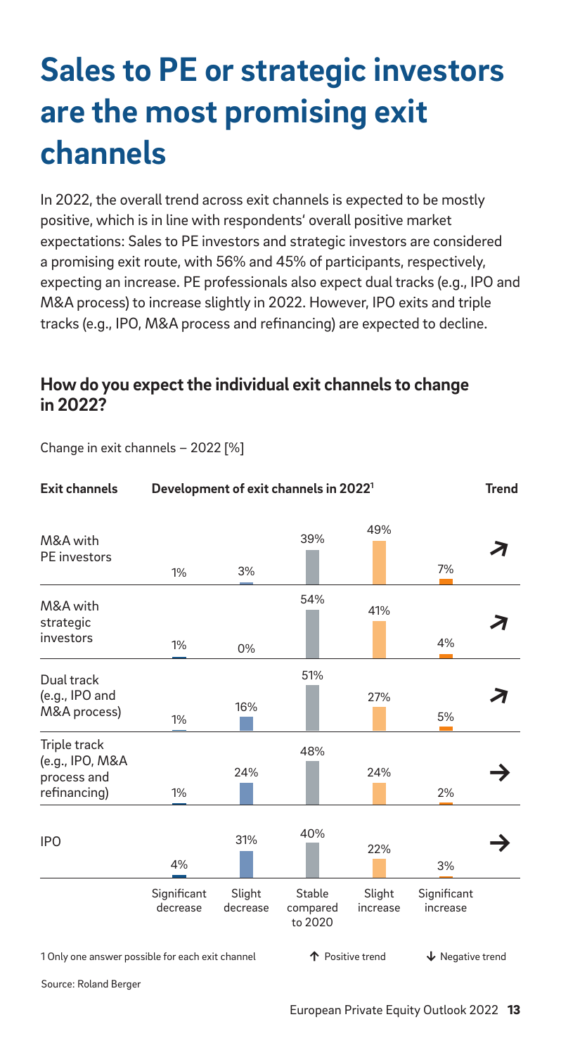# Sales to PE or strategic investors are the most promising exit channels

In 2022, the overall trend across exit channels is expected to be mostly positive, which is in line with respondents' overall positive market expectations: Sales to PE investors and strategic investors are considered a promising exit route, with 56% and 45% of participants, respectively, expecting an increase. PE professionals also expect dual tracks (e.g., IPO and M&A process) to increase slightly in 2022. However, IPO exits and triple tracks (e.g., IPO, M&A process and refinancing) are expected to decline.

## How do you expect the individual exit channels to change in 2022?

Change in exit channels – 2022 [%]

Exit channels | Development of exit channels in 2022[1] | Trend

M&A with PE investors: 1% 3% 39% 49% 7% ↗

M&A with strategic investors: 1% 0% 54% 41% 4% ↗

Dual track (e.g., IPO and M&A process): 1% 16% 51% 27% 5% ↗

Triple track (e.g., IPO, M&A process and refinancing): 1% 24% 48% 24% 2% →

IPO: 4% 31% 40% 22% 3% →

Significant decrease | Slight decrease | Stable compared to 2020 | Slight increase | Significant increase

1 Only one answer possible for each exit channel

↑ Positive trend ↓ Negative trend

Source: Roland Berger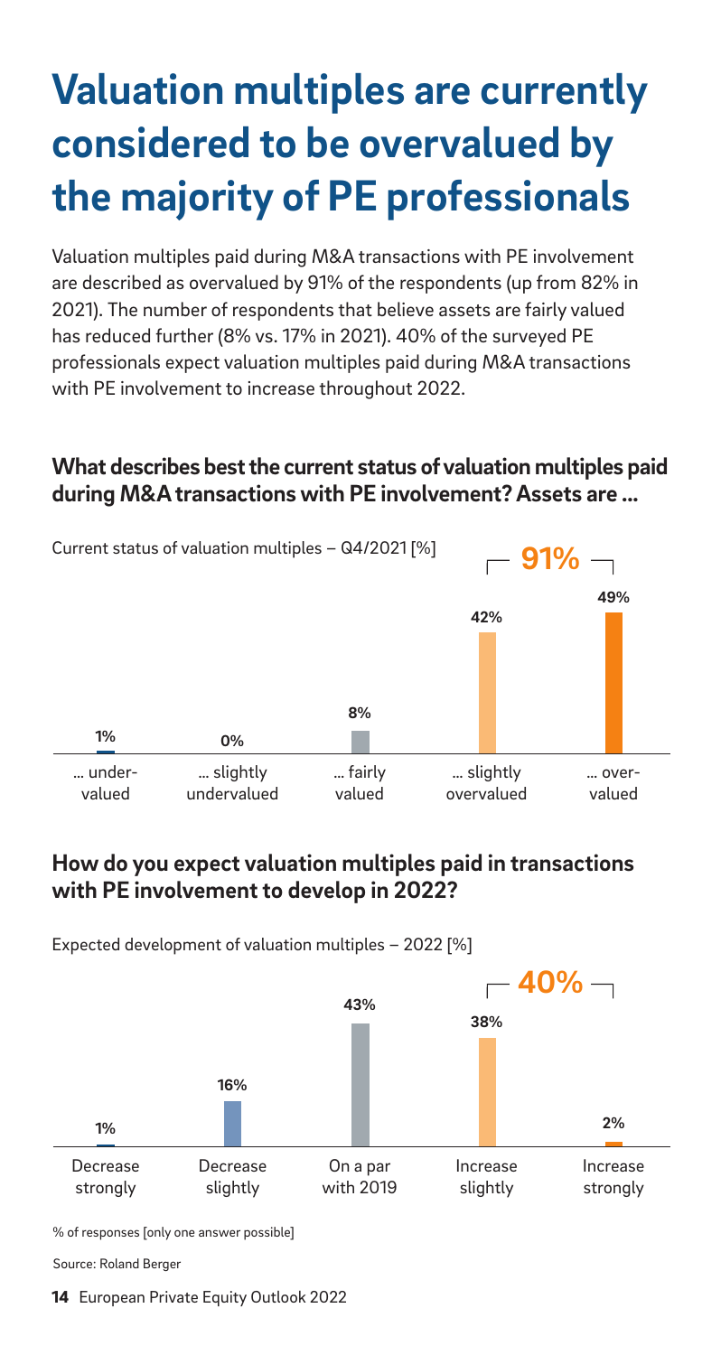# Valuation multiples are currently considered to be overvalued by the majority of PE professionals

Valuation multiples paid during M&A transactions with PE involvement are described as overvalued by 91% of the respondents (up from 82% in 2021). The number of respondents that believe assets are fairly valued has reduced further (8% vs. 17% in 2021). 40% of the surveyed PE professionals expect valuation multiples paid during M&A transactions with PE involvement to increase throughout 2022.

### What describes best the current status of valuation multiples paid during M&A transactions with PE involvement? Assets are ...

Current status of valuation multiples – Q4/2021 [%]

91%

1%
0%
8%
42%
49%

... under-valued
... slightly undervalued
... fairly valued
... slightly overvalued
... over-valued

### How do you expect valuation multiples paid in transactions with PE involvement to develop in 2022?

Expected development of valuation multiples – 2022 [%]

40%

1%
16%
43%
38%
2%

Decrease strongly
Decrease slightly
On a par with 2019
Increase slightly
Increase strongly

% of responses [only one answer possible]

Source: Roland Berger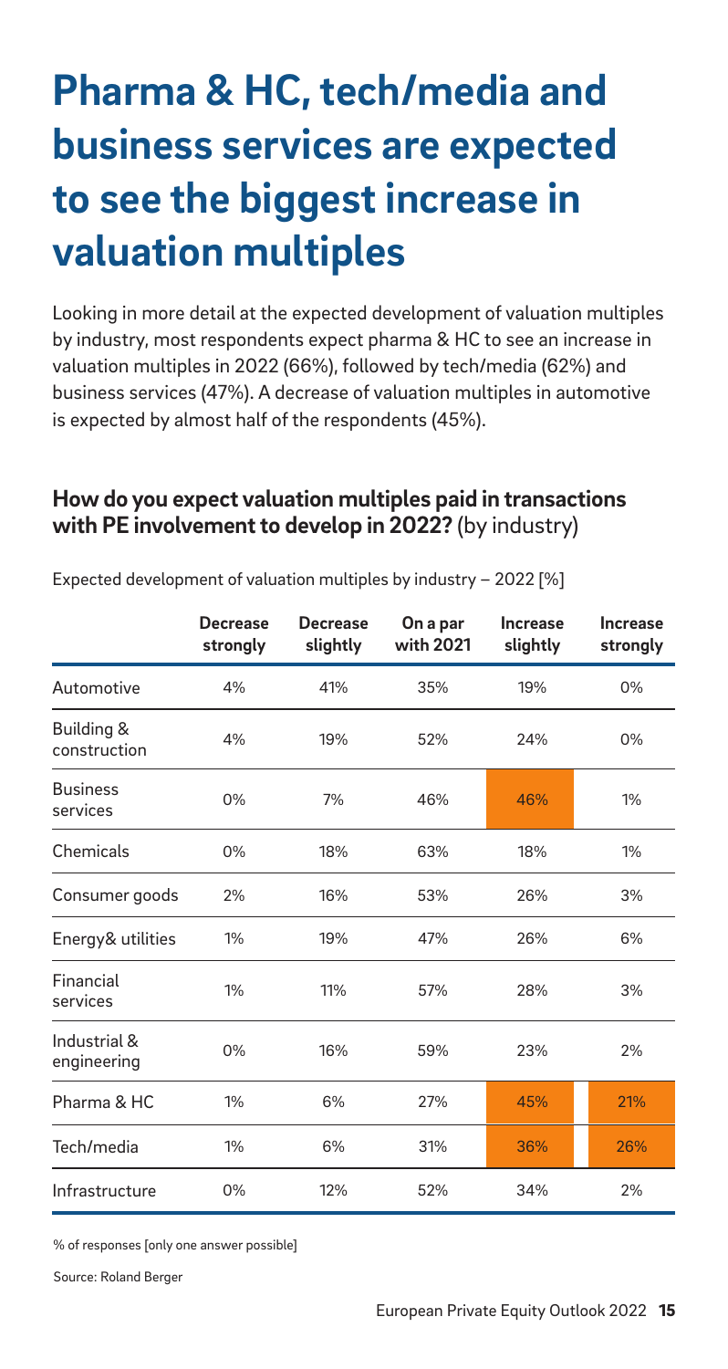# Pharma & HC, tech/media and business services are expected to see the biggest increase in valuation multiples

Looking in more detail at the expected development of valuation multiples by industry, most respondents expect pharma & HC to see an increase in valuation multiples in 2022 (66%), followed by tech/media (62%) and business services (47%). A decrease of valuation multiples in automotive is expected by almost half of the respondents (45%).

### How do you expect valuation multiples paid in transactions with PE involvement to develop in 2022? (by industry)

Expected development of valuation multiples by industry – 2022 [%]

| | Decrease strongly | Decrease slightly | On a par with 2021 | Increase slightly | Increase strongly |
|---|---|---|---|---|---|
| Automotive | 4% | 41% | 35% | 19% | 0% |
| Building & construction | 4% | 19% | 52% | 24% | 0% |
| Business services | 0% | 7% | 46% | 46% | 1% |
| Chemicals | 0% | 18% | 63% | 18% | 1% |
| Consumer goods | 2% | 16% | 53% | 26% | 3% |
| Energy& utilities | 1% | 19% | 47% | 26% | 6% |
| Financial services | 1% | 11% | 57% | 28% | 3% |
| Industrial & engineering | 0% | 16% | 59% | 23% | 2% |
| Pharma & HC | 1% | 6% | 27% | 45% | 21% |
| Tech/media | 1% | 6% | 31% | 36% | 26% |
| Infrastructure | 0% | 12% | 52% | 34% | 2% |

% of responses [only one answer possible]

Source: Roland Berger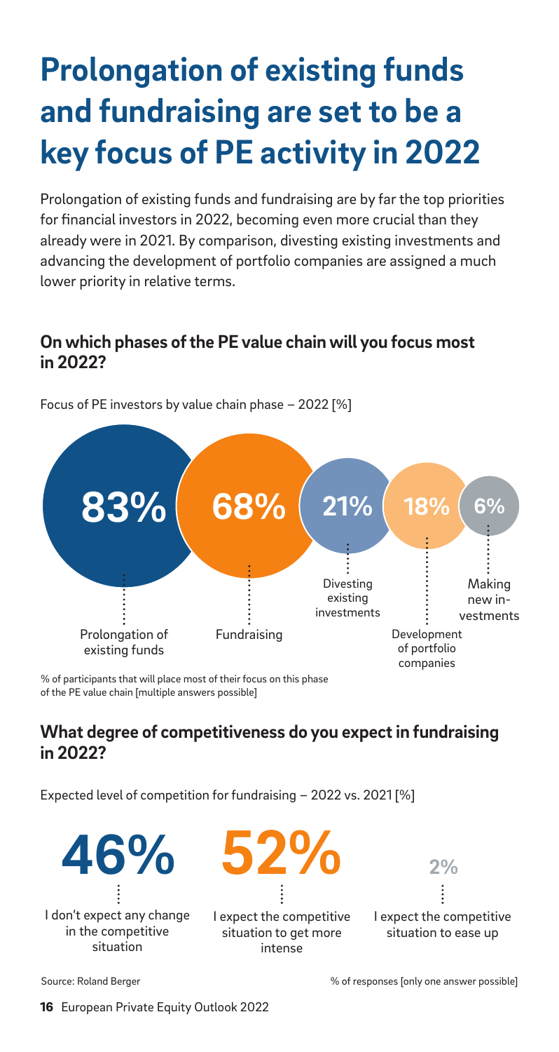# Prolongation of existing funds and fundraising are set to be a key focus of PE activity in 2022

Prolongation of existing funds and fundraising are by far the top priorities for financial investors in 2022, becoming even more crucial than they already were in 2021. By comparison, divesting existing investments and advancing the development of portfolio companies are assigned a much lower priority in relative terms.

## On which phases of the PE value chain will you focus most in 2022?

Focus of PE investors by value chain phase – 2022 [%]

83%
Prolongation of existing funds

68%
Fundraising

21%
Divesting existing investments

18%
Development of portfolio companies

6%
Making new investments

% of participants that will place most of their focus on this phase of the PE value chain [multiple answers possible]

## What degree of competitiveness do you expect in fundraising in 2022?

Expected level of competition for fundraising – 2022 vs. 2021 [%]

46%
I don't expect any change in the competitive situation

52%
I expect the competitive situation to get more intense

2%
I expect the competitive situation to ease up

Source: Roland Berger

% of responses [only one answer possible]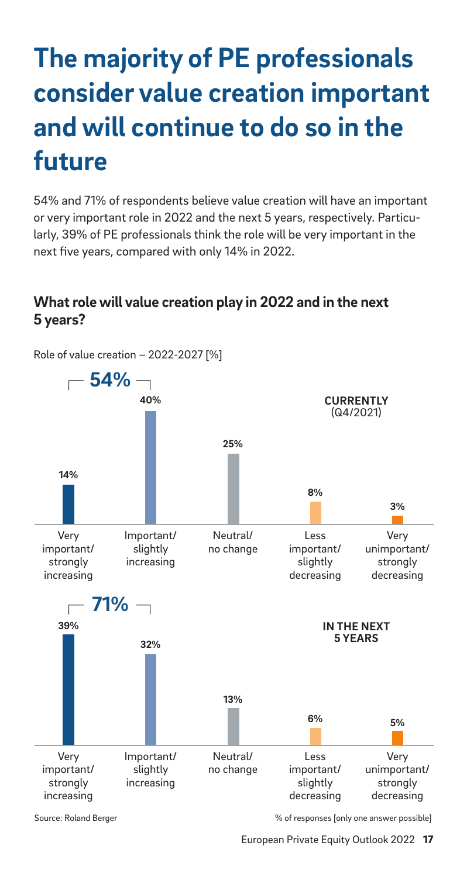# The majority of PE professionals consider value creation important and will continue to do so in the future

54% and 71% of respondents believe value creation will have an important or very important role in 2022 and the next 5 years, respectively. Particularly, 39% of PE professionals think the role will be very important in the next five years, compared with only 14% in 2022.

## What role will value creation play in 2022 and in the next 5 years?

Role of value creation – 2022-2027 [%]

CURRENTLY (Q4/2021)

54%

14%
40%
25%
8%
3%

Very important/ strongly increasing
Important/ slightly increasing
Neutral/ no change
Less important/ slightly decreasing
Very unimportant/ strongly decreasing

IN THE NEXT 5 YEARS

71%

39%
32%
13%
6%
5%

Very important/ strongly increasing
Important/ slightly increasing
Neutral/ no change
Less important/ slightly decreasing
Very unimportant/ strongly decreasing

Source: Roland Berger

% of responses [only one answer possible]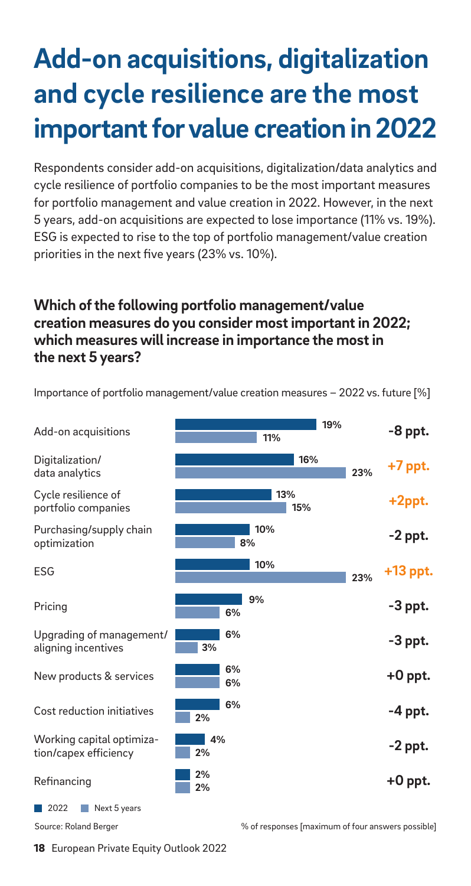# Add-on acquisitions, digitalization and cycle resilience are the most important for value creation in 2022

Respondents consider add-on acquisitions, digitalization/data analytics and cycle resilience of portfolio companies to be the most important measures for portfolio management and value creation in 2022. However, in the next 5 years, add-on acquisitions are expected to lose importance (11% vs. 19%). ESG is expected to rise to the top of portfolio management/value creation priorities in the next five years (23% vs. 10%).

### Which of the following portfolio management/value creation measures do you consider most important in 2022; which measures will increase in importance the most in the next 5 years?

Importance of portfolio management/value creation measures – 2022 vs. future [%]

Add-on acquisitions 19% 11% -8 ppt.

Digitalization/ data analytics 16% 23% +7 ppt.

Cycle resilience of portfolio companies 13% 15% +2ppt.

Purchasing/supply chain optimization 10% 8% -2 ppt.

ESG 10% 23% +13 ppt.

Pricing 9% 6% -3 ppt.

Upgrading of management/ aligning incentives 6% 3% -3 ppt.

New products & services 6% 6% +0 ppt.

Cost reduction initiatives 6% 2% -4 ppt.

Working capital optimiza-tion/capex efficiency 4% 2% -2 ppt.

Refinancing 2% 2% +0 ppt.

2022 Next 5 years

Source: Roland Berger

% of responses [maximum of four answers possible]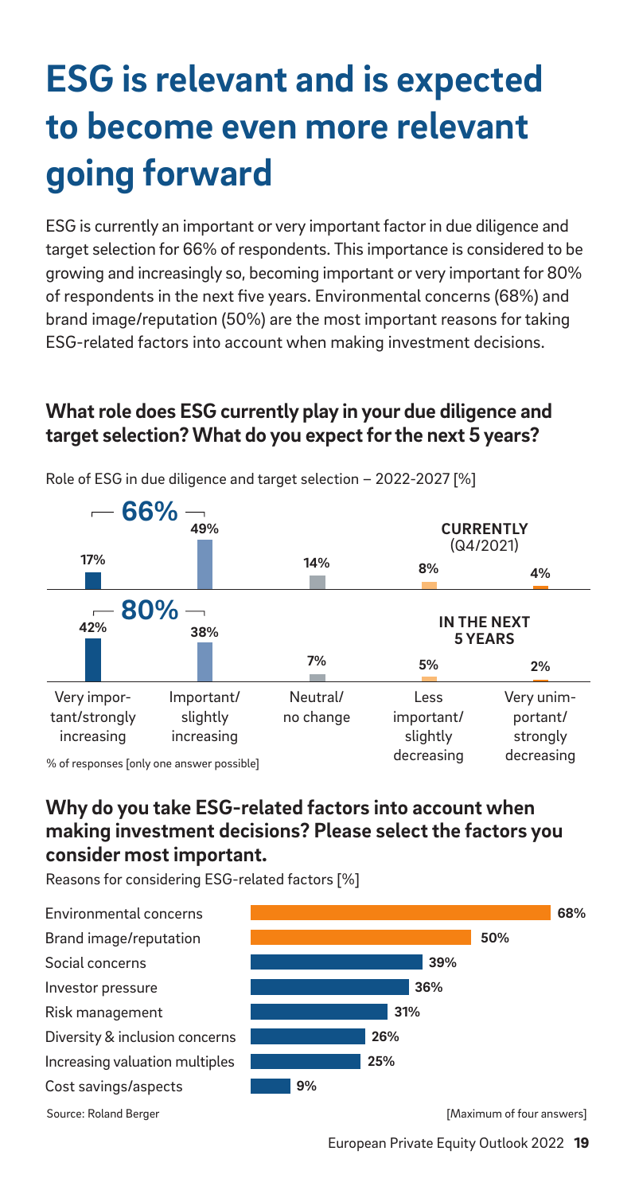# ESG is relevant and is expected to become even more relevant going forward

ESG is currently an important or very important factor in due diligence and target selection for 66% of respondents. This importance is considered to be growing and increasingly so, becoming important or very important for 80% of respondents in the next five years. Environmental concerns (68%) and brand image/reputation (50%) are the most important reasons for taking ESG-related factors into account when making investment decisions.

### What role does ESG currently play in your due diligence and target selection? What do you expect for the next 5 years?

Role of ESG in due diligence and target selection – 2022-2027 [%]

CURRENTLY (Q4/2021)

66%

17%
49%
14%
8%
4%

IN THE NEXT 5 YEARS

80%

42%
38%
7%
5%
2%

Very important/strongly increasing
Important/slightly increasing
Neutral/no change
Less important/slightly decreasing
Very unimportant/strongly decreasing

% of responses [only one answer possible]

### Why do you take ESG-related factors into account when making investment decisions? Please select the factors you consider most important.

Reasons for considering ESG-related factors [%]

Environmental concerns 68%
Brand image/reputation 50%
Social concerns 39%
Investor pressure 36%
Risk management 31%
Diversity & inclusion concerns 26%
Increasing valuation multiples 25%
Cost savings/aspects 9%

Source: Roland Berger

[Maximum of four answers]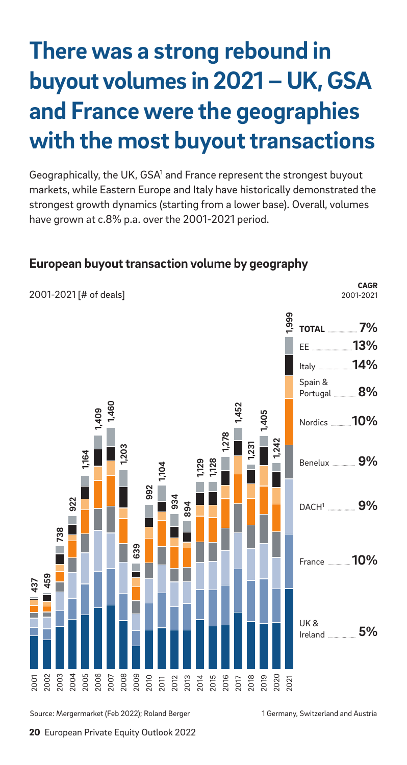# There was a strong rebound in buyout volumes in 2021 – UK, GSA and France were the geographies with the most buyout transactions

Geographically, the UK, GSA[1] and France represent the strongest buyout markets, while Eastern Europe and Italy have historically demonstrated the strongest growth dynamics (starting from a lower base). Overall, volumes have grown at c.8% p.a. over the 2001-2021 period.

## European buyout transaction volume by geography

2001-2021 [# of deals]

CAGR 2001-2021

437
459
738
922
1,164
1,409
1,460
1,203
639
992
1,104
934
894
1,129
1,128
1,278
1,452
1,231
1,405
1,242
1,999

2001
2002
2003
2004
2005
2006
2007
2008
2009
2010
2011
2012
2013
2014
2015
2016
2017
2018
2019
2020
2021

TOTAL 7%
EE 13%
Italy 14%
Spain & Portugal 8%
Nordics 10%
Benelux 9%
DACH[1] 9%
France 10%
UK & Ireland 5%

Source: Mergermarket (Feb 2022); Roland Berger

1 Germany, Switzerland and Austria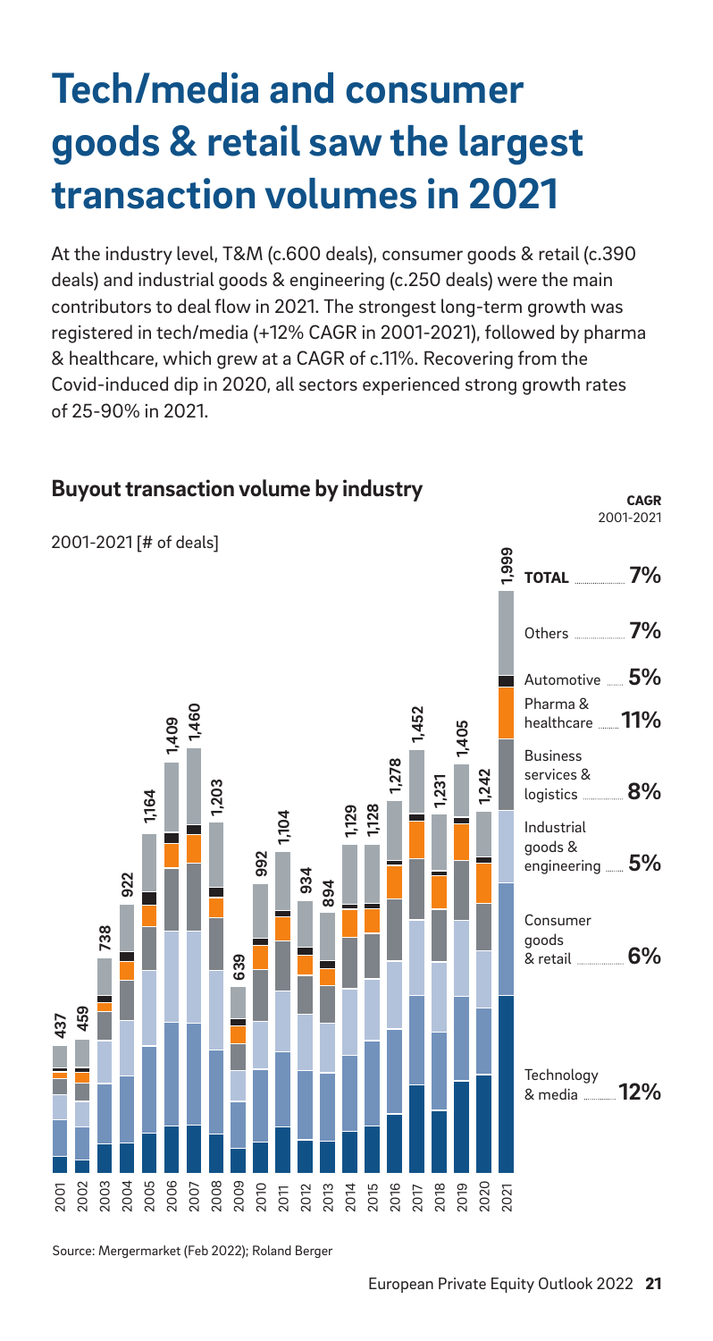# Tech/media and consumer goods & retail saw the largest transaction volumes in 2021

At the industry level, T&M (c.600 deals), consumer goods & retail (c.390 deals) and industrial goods & engineering (c.250 deals) were the main contributors to deal flow in 2021. The strongest long-term growth was registered in tech/media (+12% CAGR in 2001-2021), followed by pharma & healthcare, which grew at a CAGR of c.11%. Recovering from the Covid-induced dip in 2020, all sectors experienced strong growth rates of 25-90% in 2021.

## Buyout transaction volume by industry

2001-2021 [# of deals]

CAGR 2001-2021

2001: 437
2002: 459
2003: 738
2004: 922
2005: 1,164
2006: 1,409
2007: 1,460
2008: 1,203
2009: 639
2010: 992
2011: 1,104
2012: 934
2013: 894
2014: 1,129
2015: 1,128
2016: 1,278
2017: 1,452
2018: 1,231
2019: 1,405
2020: 1,242
2021: 1,999

TOTAL 7%
Others 7%
Automotive 5%
Pharma & healthcare 11%
Business services & logistics 8%
Industrial goods & engineering 5%
Consumer goods & retail 6%
Technology & media 12%

Source: Mergermarket (Feb 2022); Roland Berger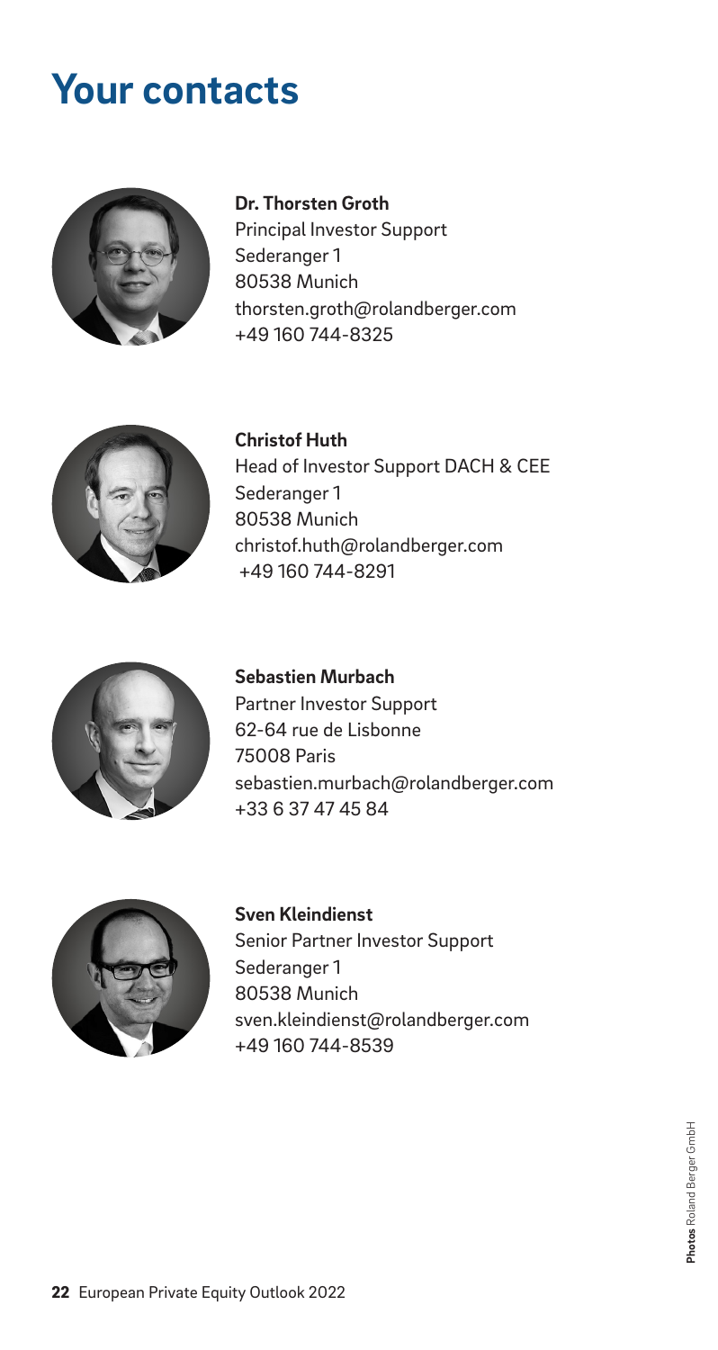# Your contacts

**Dr. Thorsten Groth**
Principal Investor Support
Sederanger 1
80538 Munich
thorsten.groth@rolandberger.com
+49 160 744-8325

**Christof Huth**
Head of Investor Support DACH & CEE
Sederanger 1
80538 Munich
christof.huth@rolandberger.com
+49 160 744-8291

**Sebastien Murbach**
Partner Investor Support
62-64 rue de Lisbonne
75008 Paris
sebastien.murbach@rolandberger.com
+33 6 37 47 45 84

**Sven Kleindienst**
Senior Partner Investor Support
Sederanger 1
80538 Munich
sven.kleindienst@rolandberger.com
+49 160 744-8539

**Photos** Roland Berger GmbH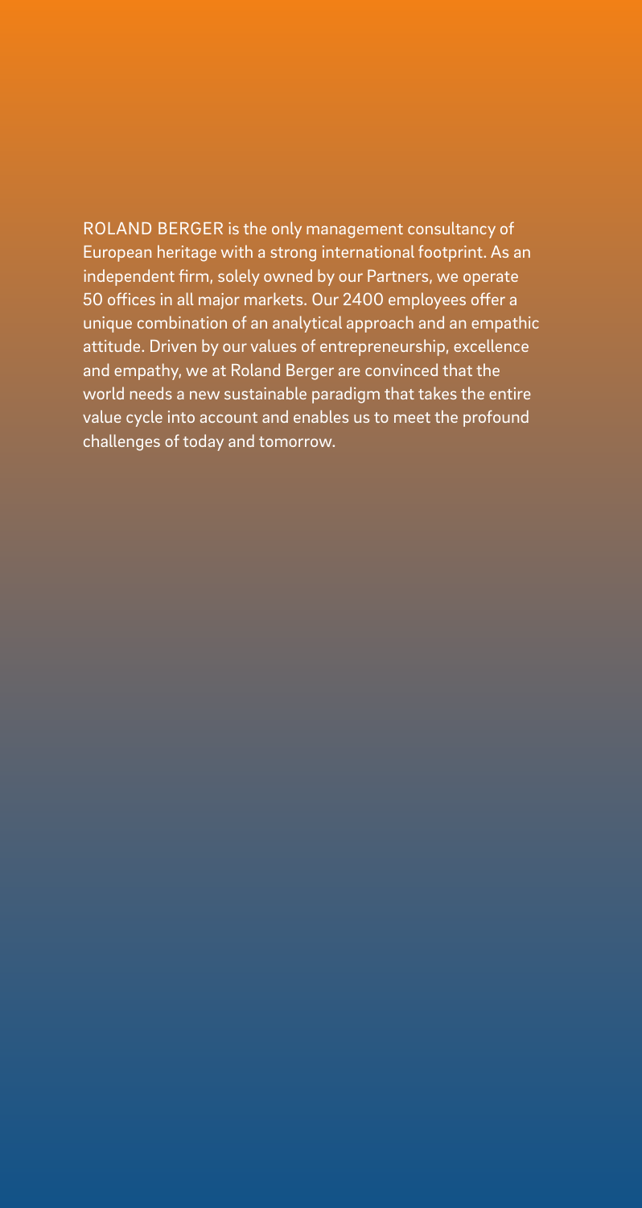ROLAND BERGER is the only management consultancy of European heritage with a strong international footprint. As an independent firm, solely owned by our Partners, we operate 50 offices in all major markets. Our 2400 employees offer a unique combination of an analytical approach and an empathic attitude. Driven by our values of entrepreneurship, excellence and empathy, we at Roland Berger are convinced that the world needs a new sustainable paradigm that takes the entire value cycle into account and enables us to meet the profound challenges of today and tomorrow.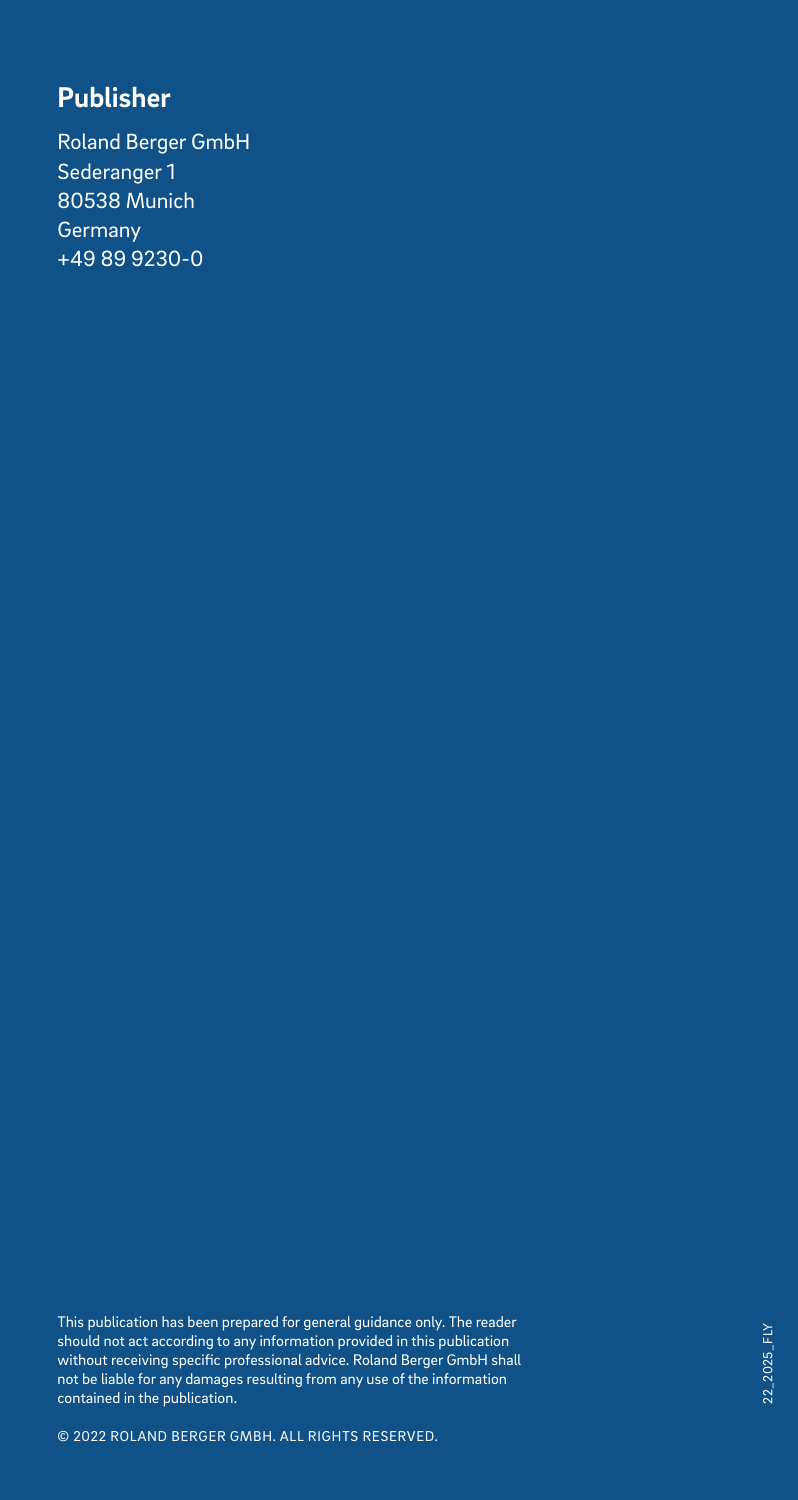## Publisher

Roland Berger GmbH
Sederanger 1
80538 Munich
Germany
+49 89 9230-0

This publication has been prepared for general guidance only. The reader should not act according to any information provided in this publication without receiving specific professional advice. Roland Berger GmbH shall not be liable for any damages resulting from any use of the information contained in the publication.

© 2022 ROLAND BERGER GMBH. ALL RIGHTS RESERVED.

22_2025_FLY